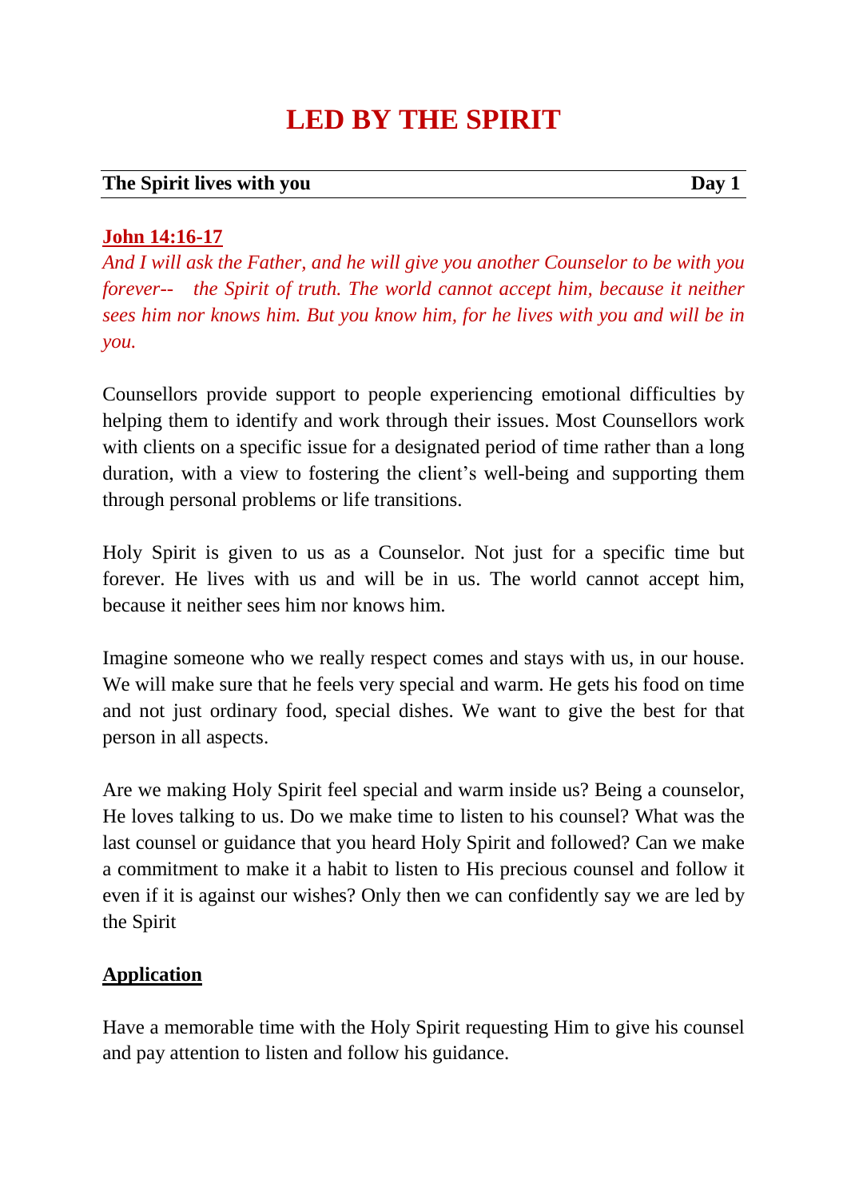# LED BY THE SPIRIT

**The Spirit lives with you** **Day 1**

**John 14:16-17**

*And I will ask the Father, and he will give you another Counselor to be with you forever-- the Spirit of truth. The world cannot accept him, because it neither sees him nor knows him. But you know him, for he lives with you and will be in you.*

Counsellors provide support to people experiencing emotional difficulties by helping them to identify and work through their issues. Most Counsellors work with clients on a specific issue for a designated period of time rather than a long duration, with a view to fostering the client's well-being and supporting them through personal problems or life transitions.

Holy Spirit is given to us as a Counselor. Not just for a specific time but forever. He lives with us and will be in us. The world cannot accept him, because it neither sees him nor knows him.

Imagine someone who we really respect comes and stays with us, in our house. We will make sure that he feels very special and warm. He gets his food on time and not just ordinary food, special dishes. We want to give the best for that person in all aspects.

Are we making Holy Spirit feel special and warm inside us? Being a counselor, He loves talking to us. Do we make time to listen to his counsel? What was the last counsel or guidance that you heard Holy Spirit and followed? Can we make a commitment to make it a habit to listen to His precious counsel and follow it even if it is against our wishes? Only then we can confidently say we are led by the Spirit

**Application**

Have a memorable time with the Holy Spirit requesting Him to give his counsel and pay attention to listen and follow his guidance.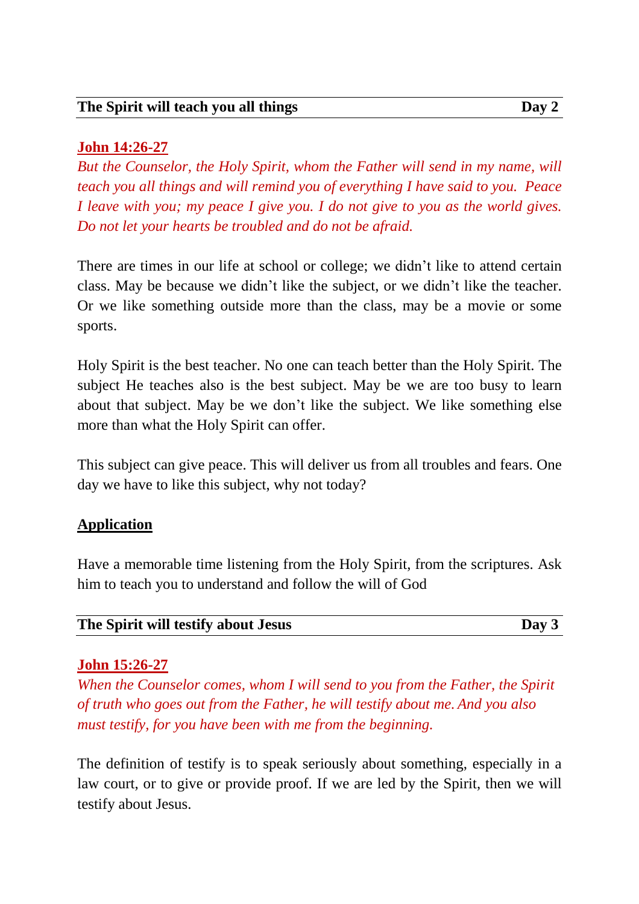## The Spirit will teach you all things **Day 2**

**John 14:26-27**

*But the Counselor, the Holy Spirit, whom the Father will send in my name, will teach you all things and will remind you of everything I have said to you. Peace I leave with you; my peace I give you. I do not give to you as the world gives. Do not let your hearts be troubled and do not be afraid.*

There are times in our life at school or college; we didn't like to attend certain class. May be because we didn't like the subject, or we didn't like the teacher. Or we like something outside more than the class, may be a movie or some sports.

Holy Spirit is the best teacher. No one can teach better than the Holy Spirit. The subject He teaches also is the best subject. May be we are too busy to learn about that subject. May be we don't like the subject. We like something else more than what the Holy Spirit can offer.

This subject can give peace. This will deliver us from all troubles and fears. One day we have to like this subject, why not today?

**Application**

Have a memorable time listening from the Holy Spirit, from the scriptures. Ask him to teach you to understand and follow the will of God

## The Spirit will testify about Jesus **Day 3**

**John 15:26-27**

*When the Counselor comes, whom I will send to you from the Father, the Spirit of truth who goes out from the Father, he will testify about me. And you also must testify, for you have been with me from the beginning.*

The definition of testify is to speak seriously about something, especially in a law court, or to give or provide proof. If we are led by the Spirit, then we will testify about Jesus.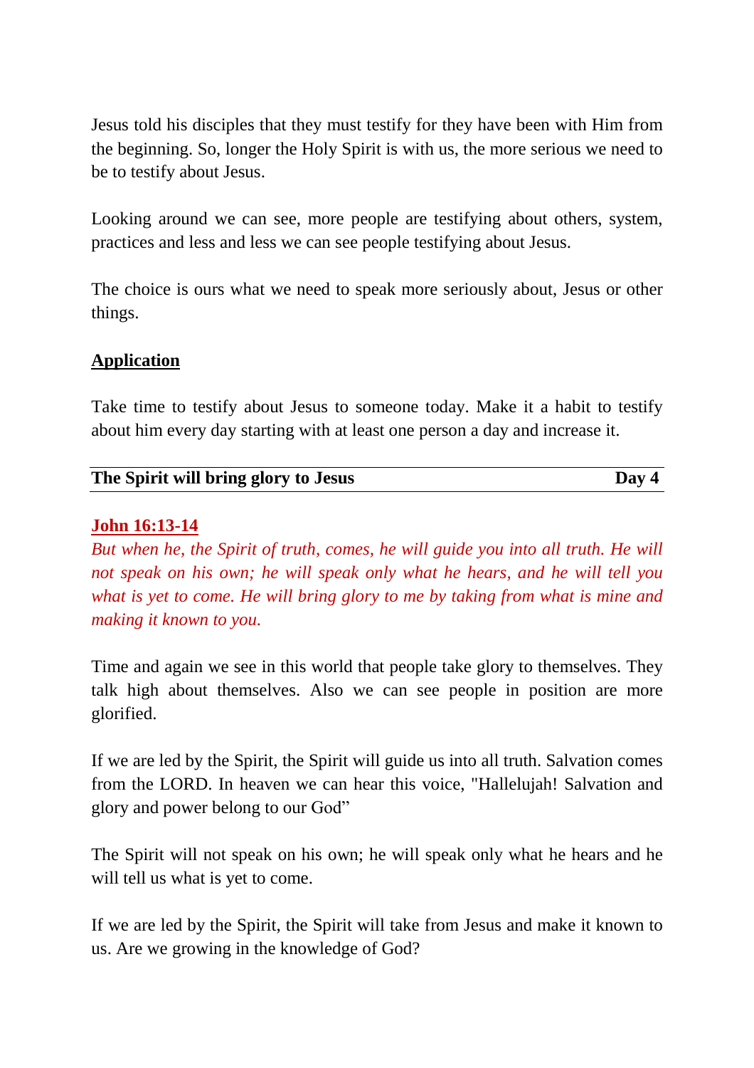Jesus told his disciples that they must testify for they have been with Him from the beginning. So, longer the Holy Spirit is with us, the more serious we need to be to testify about Jesus.

Looking around we can see, more people are testifying about others, system, practices and less and less we can see people testifying about Jesus.

The choice is ours what we need to speak more seriously about, Jesus or other things.

**Application**

Take time to testify about Jesus to someone today. Make it a habit to testify about him every day starting with at least one person a day and increase it.

## The Spirit will bring glory to Jesus — Day 4

**John 16:13-14**

*But when he, the Spirit of truth, comes, he will guide you into all truth. He will not speak on his own; he will speak only what he hears, and he will tell you what is yet to come. He will bring glory to me by taking from what is mine and making it known to you.*

Time and again we see in this world that people take glory to themselves. They talk high about themselves. Also we can see people in position are more glorified.

If we are led by the Spirit, the Spirit will guide us into all truth. Salvation comes from the LORD. In heaven we can hear this voice, "Hallelujah! Salvation and glory and power belong to our God"

The Spirit will not speak on his own; he will speak only what he hears and he will tell us what is yet to come.

If we are led by the Spirit, the Spirit will take from Jesus and make it known to us. Are we growing in the knowledge of God?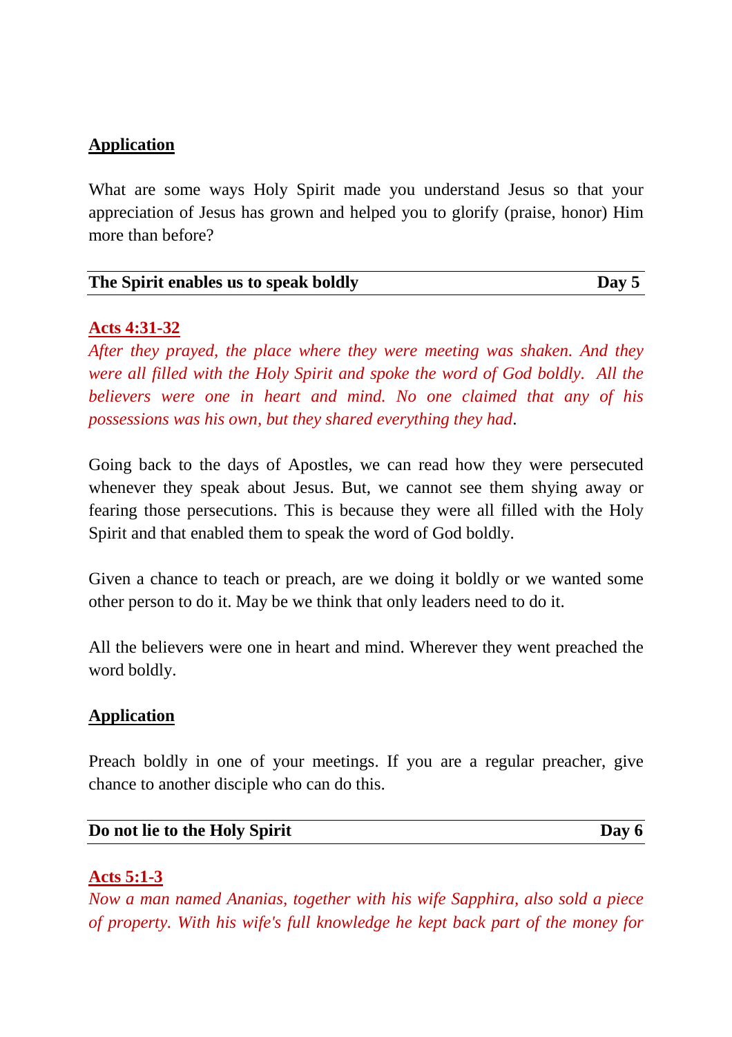**Application**

What are some ways Holy Spirit made you understand Jesus so that your appreciation of Jesus has grown and helped you to glorify (praise, honor) Him more than before?

**The Spirit enables us to speak boldly** **Day 5**

**Acts 4:31-32**

*After they prayed, the place where they were meeting was shaken. And they were all filled with the Holy Spirit and spoke the word of God boldly. All the believers were one in heart and mind. No one claimed that any of his possessions was his own, but they shared everything they had.*

Going back to the days of Apostles, we can read how they were persecuted whenever they speak about Jesus. But, we cannot see them shying away or fearing those persecutions. This is because they were all filled with the Holy Spirit and that enabled them to speak the word of God boldly.

Given a chance to teach or preach, are we doing it boldly or we wanted some other person to do it. May be we think that only leaders need to do it.

All the believers were one in heart and mind. Wherever they went preached the word boldly.

**Application**

Preach boldly in one of your meetings. If you are a regular preacher, give chance to another disciple who can do this.

**Do not lie to the Holy Spirit** **Day 6**

**Acts 5:1-3**

*Now a man named Ananias, together with his wife Sapphira, also sold a piece of property. With his wife's full knowledge he kept back part of the money for*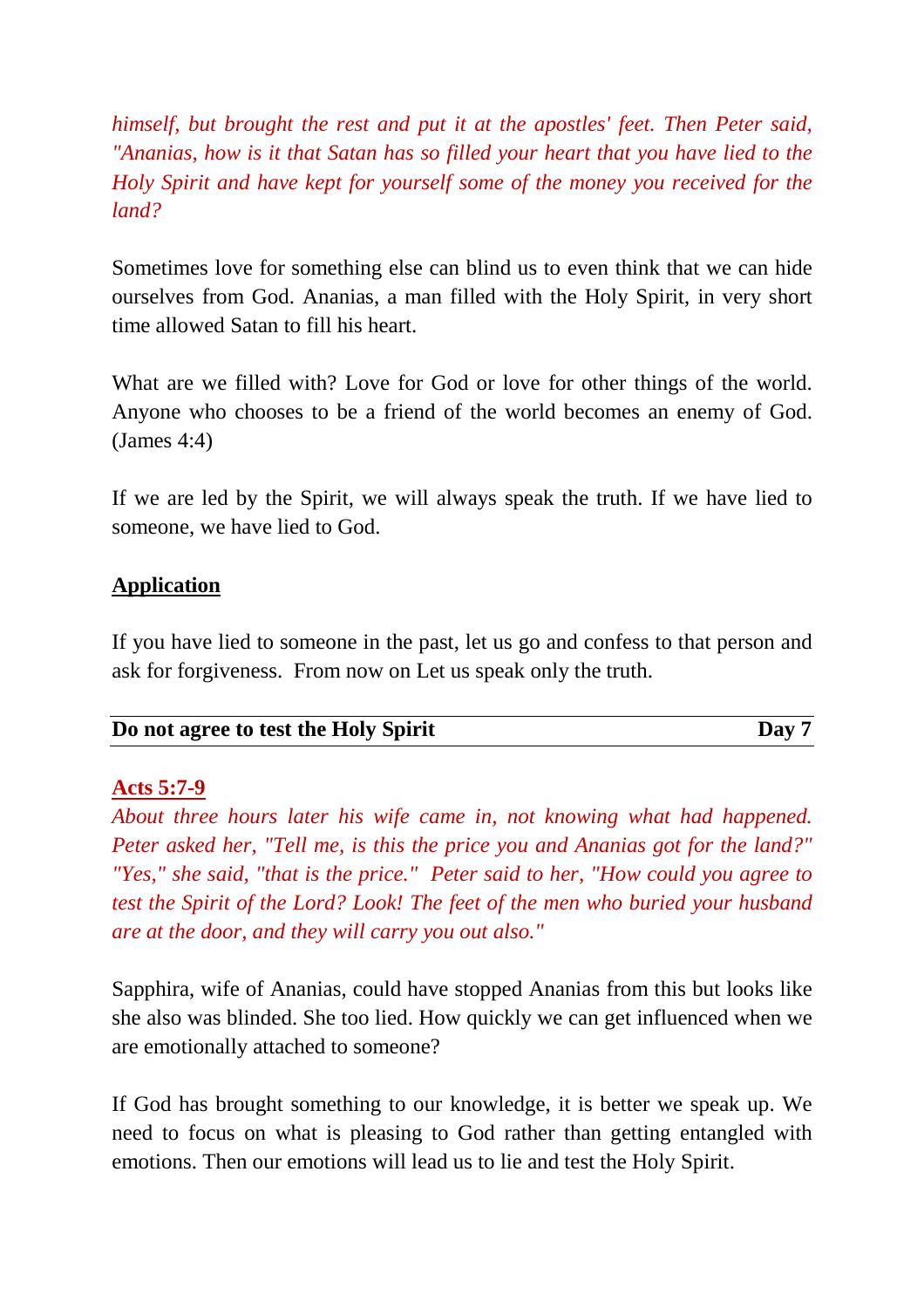*himself, but brought the rest and put it at the apostles' feet. Then Peter said, "Ananias, how is it that Satan has so filled your heart that you have lied to the Holy Spirit and have kept for yourself some of the money you received for the land?*

Sometimes love for something else can blind us to even think that we can hide ourselves from God. Ananias, a man filled with the Holy Spirit, in very short time allowed Satan to fill his heart.

What are we filled with? Love for God or love for other things of the world. Anyone who chooses to be a friend of the world becomes an enemy of God. (James 4:4)

If we are led by the Spirit, we will always speak the truth. If we have lied to someone, we have lied to God.

**Application**

If you have lied to someone in the past, let us go and confess to that person and ask for forgiveness. From now on Let us speak only the truth.

## Do not agree to test the Holy Spirit — Day 7

**Acts 5:7-9**

*About three hours later his wife came in, not knowing what had happened. Peter asked her, "Tell me, is this the price you and Ananias got for the land?" "Yes," she said, "that is the price." Peter said to her, "How could you agree to test the Spirit of the Lord? Look! The feet of the men who buried your husband are at the door, and they will carry you out also."*

Sapphira, wife of Ananias, could have stopped Ananias from this but looks like she also was blinded. She too lied. How quickly we can get influenced when we are emotionally attached to someone?

If God has brought something to our knowledge, it is better we speak up. We need to focus on what is pleasing to God rather than getting entangled with emotions. Then our emotions will lead us to lie and test the Holy Spirit.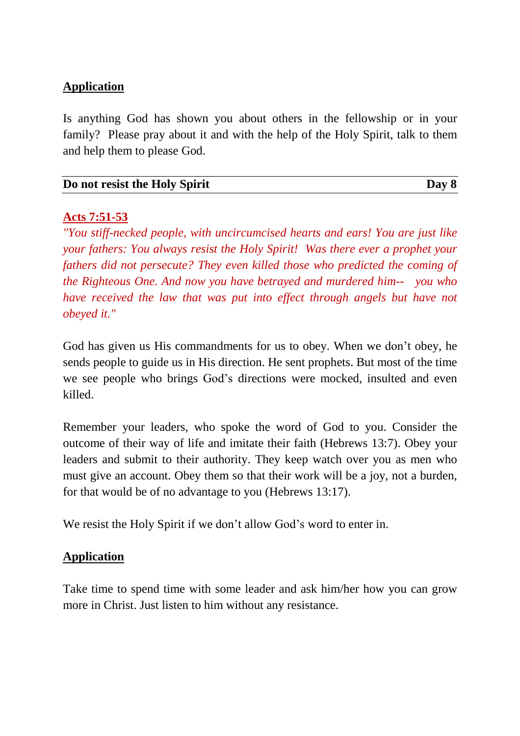**Application**

Is anything God has shown you about others in the fellowship or in your family? Please pray about it and with the help of the Holy Spirit, talk to them and help them to please God.

## Do not resist the Holy Spirit — Day 8

**Acts 7:51-53**

*"You stiff-necked people, with uncircumcised hearts and ears! You are just like your fathers: You always resist the Holy Spirit! Was there ever a prophet your fathers did not persecute? They even killed those who predicted the coming of the Righteous One. And now you have betrayed and murdered him-- you who have received the law that was put into effect through angels but have not obeyed it."*

God has given us His commandments for us to obey. When we don't obey, he sends people to guide us in His direction. He sent prophets. But most of the time we see people who brings God's directions were mocked, insulted and even killed.

Remember your leaders, who spoke the word of God to you. Consider the outcome of their way of life and imitate their faith (Hebrews 13:7). Obey your leaders and submit to their authority. They keep watch over you as men who must give an account. Obey them so that their work will be a joy, not a burden, for that would be of no advantage to you (Hebrews 13:17).

We resist the Holy Spirit if we don't allow God's word to enter in.

**Application**

Take time to spend time with some leader and ask him/her how you can grow more in Christ. Just listen to him without any resistance.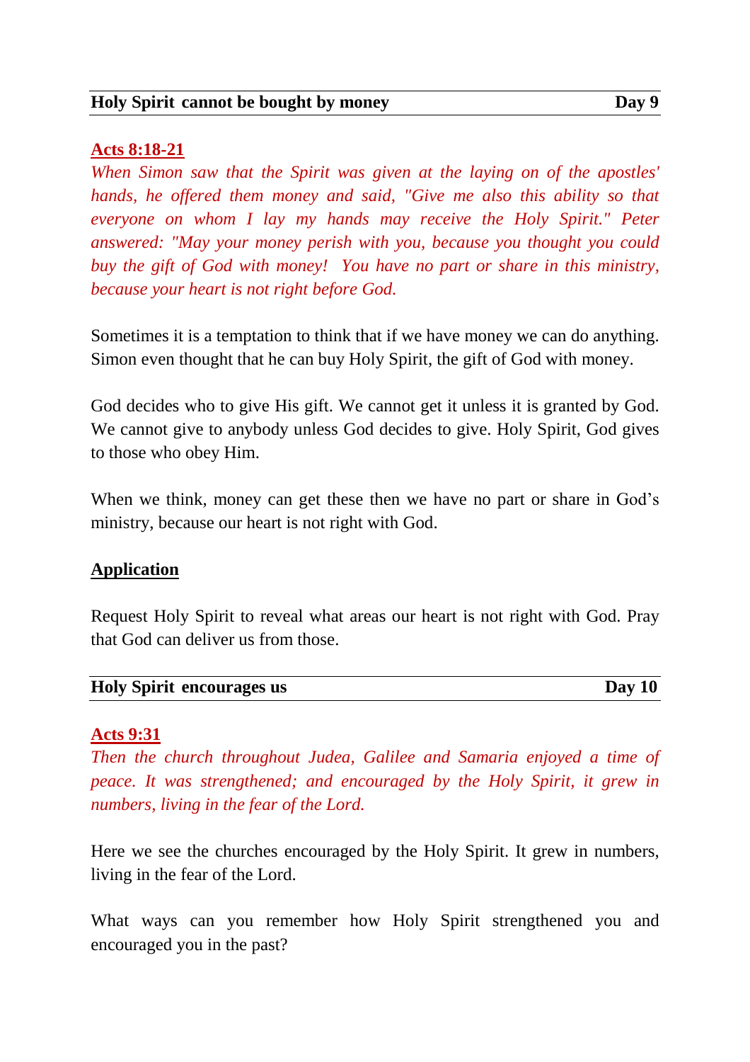## Holy Spirit cannot be bought by money — Day 9

**Acts 8:18-21**

*When Simon saw that the Spirit was given at the laying on of the apostles' hands, he offered them money and said, "Give me also this ability so that everyone on whom I lay my hands may receive the Holy Spirit." Peter answered: "May your money perish with you, because you thought you could buy the gift of God with money! You have no part or share in this ministry, because your heart is not right before God.*

Sometimes it is a temptation to think that if we have money we can do anything. Simon even thought that he can buy Holy Spirit, the gift of God with money.

God decides who to give His gift. We cannot get it unless it is granted by God. We cannot give to anybody unless God decides to give. Holy Spirit, God gives to those who obey Him.

When we think, money can get these then we have no part or share in God's ministry, because our heart is not right with God.

**Application**

Request Holy Spirit to reveal what areas our heart is not right with God. Pray that God can deliver us from those.

## Holy Spirit encourages us — Day 10

**Acts 9:31**

*Then the church throughout Judea, Galilee and Samaria enjoyed a time of peace. It was strengthened; and encouraged by the Holy Spirit, it grew in numbers, living in the fear of the Lord.*

Here we see the churches encouraged by the Holy Spirit. It grew in numbers, living in the fear of the Lord.

What ways can you remember how Holy Spirit strengthened you and encouraged you in the past?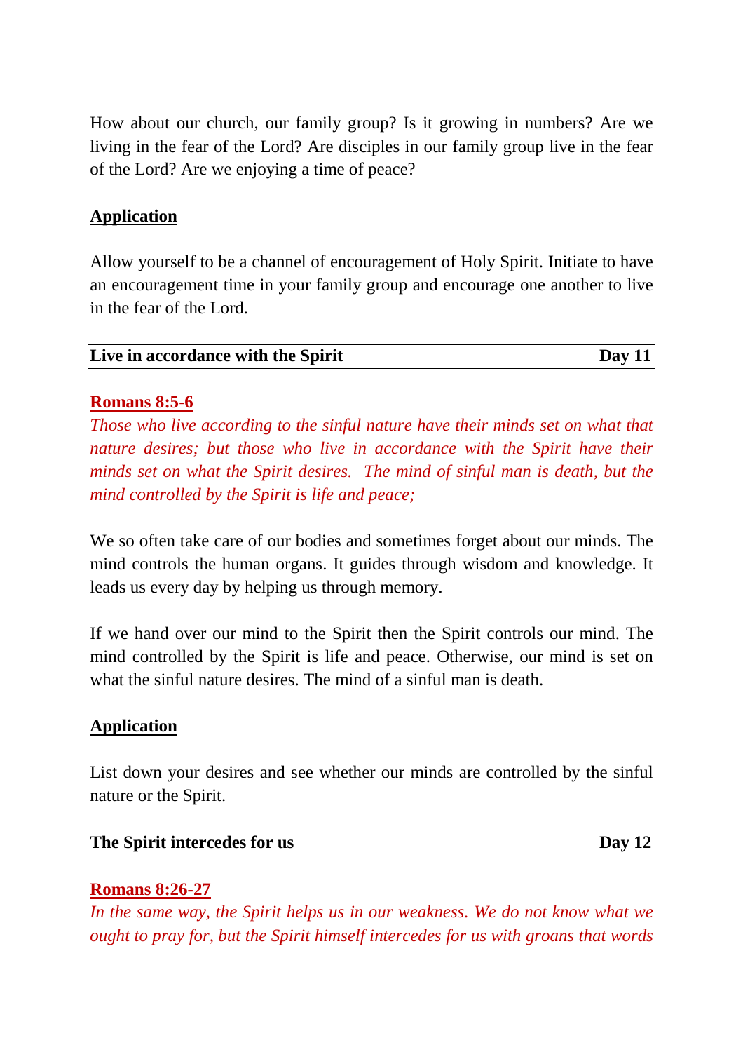How about our church, our family group? Is it growing in numbers? Are we living in the fear of the Lord? Are disciples in our family group live in the fear of the Lord? Are we enjoying a time of peace?

**Application**

Allow yourself to be a channel of encouragement of Holy Spirit. Initiate to have an encouragement time in your family group and encourage one another to live in the fear of the Lord.

## Live in accordance with the Spirit — Day 11

**Romans 8:5-6**

*Those who live according to the sinful nature have their minds set on what that nature desires; but those who live in accordance with the Spirit have their minds set on what the Spirit desires. The mind of sinful man is death, but the mind controlled by the Spirit is life and peace;*

We so often take care of our bodies and sometimes forget about our minds. The mind controls the human organs. It guides through wisdom and knowledge. It leads us every day by helping us through memory.

If we hand over our mind to the Spirit then the Spirit controls our mind. The mind controlled by the Spirit is life and peace. Otherwise, our mind is set on what the sinful nature desires. The mind of a sinful man is death.

**Application**

List down your desires and see whether our minds are controlled by the sinful nature or the Spirit.

## The Spirit intercedes for us — Day 12

**Romans 8:26-27**

*In the same way, the Spirit helps us in our weakness. We do not know what we ought to pray for, but the Spirit himself intercedes for us with groans that words*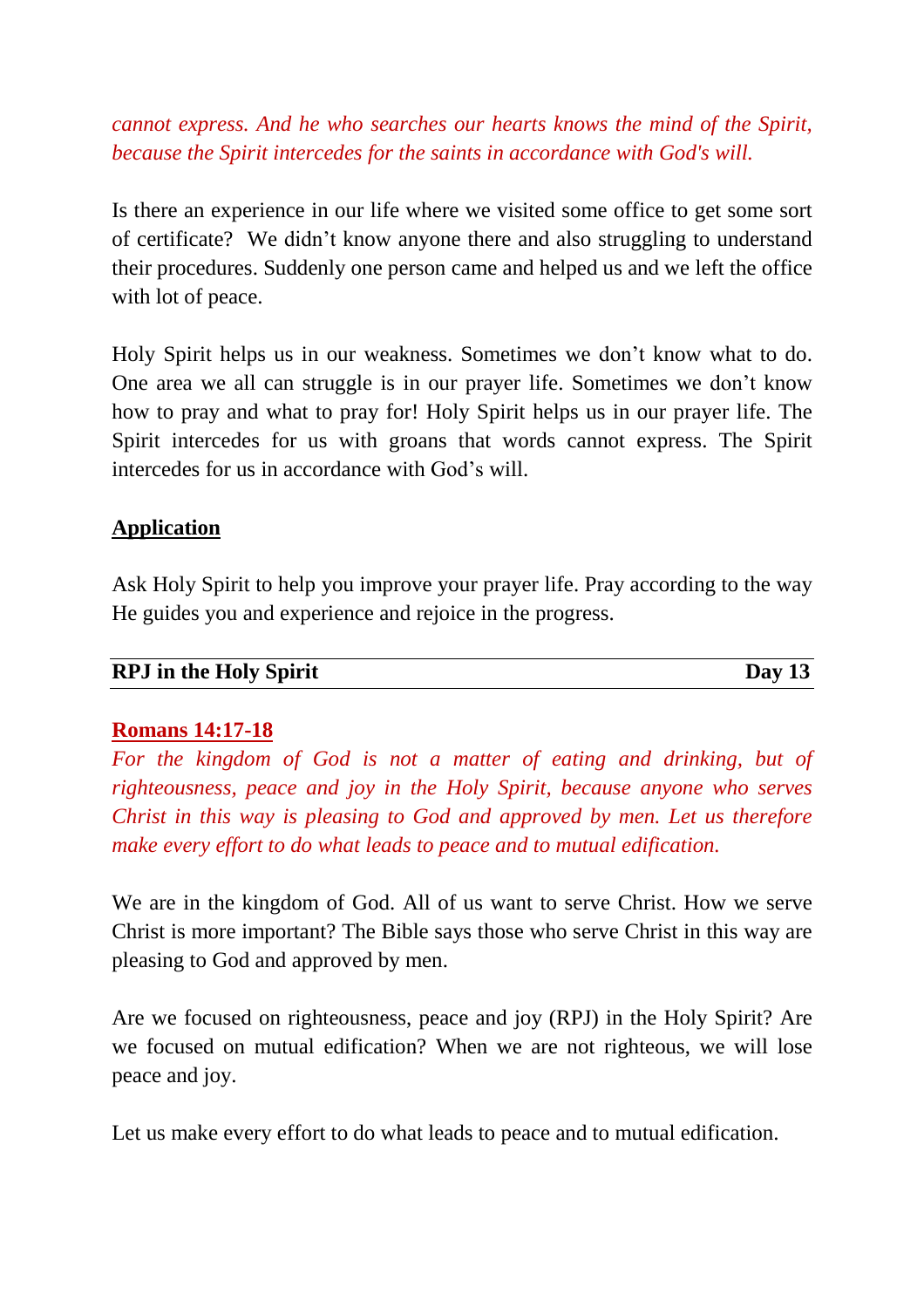*cannot express. And he who searches our hearts knows the mind of the Spirit, because the Spirit intercedes for the saints in accordance with God's will.*

Is there an experience in our life where we visited some office to get some sort of certificate? We didn't know anyone there and also struggling to understand their procedures. Suddenly one person came and helped us and we left the office with lot of peace.

Holy Spirit helps us in our weakness. Sometimes we don't know what to do. One area we all can struggle is in our prayer life. Sometimes we don't know how to pray and what to pray for! Holy Spirit helps us in our prayer life. The Spirit intercedes for us with groans that words cannot express. The Spirit intercedes for us in accordance with God's will.

**Application**

Ask Holy Spirit to help you improve your prayer life. Pray according to the way He guides you and experience and rejoice in the progress.

## RPJ in the Holy Spirit — Day 13

**Romans 14:17-18**

*For the kingdom of God is not a matter of eating and drinking, but of righteousness, peace and joy in the Holy Spirit, because anyone who serves Christ in this way is pleasing to God and approved by men. Let us therefore make every effort to do what leads to peace and to mutual edification.*

We are in the kingdom of God. All of us want to serve Christ. How we serve Christ is more important? The Bible says those who serve Christ in this way are pleasing to God and approved by men.

Are we focused on righteousness, peace and joy (RPJ) in the Holy Spirit? Are we focused on mutual edification? When we are not righteous, we will lose peace and joy.

Let us make every effort to do what leads to peace and to mutual edification.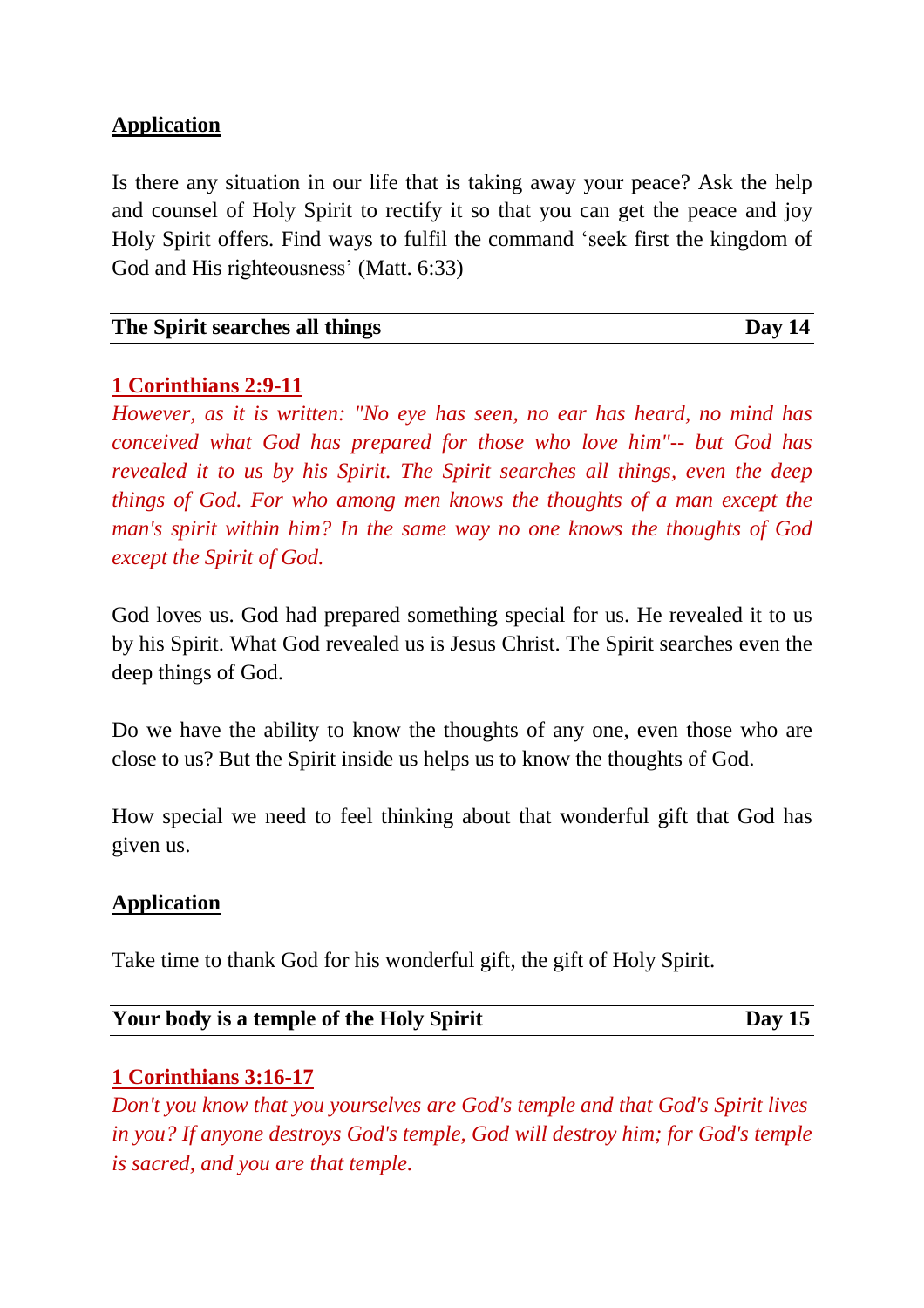**Application**

Is there any situation in our life that is taking away your peace? Ask the help and counsel of Holy Spirit to rectify it so that you can get the peace and joy Holy Spirit offers. Find ways to fulfil the command 'seek first the kingdom of God and His righteousness' (Matt. 6:33)

## The Spirit searches all things — Day 14

**1 Corinthians 2:9-11**

*However, as it is written: "No eye has seen, no ear has heard, no mind has conceived what God has prepared for those who love him"-- but God has revealed it to us by his Spirit. The Spirit searches all things, even the deep things of God. For who among men knows the thoughts of a man except the man's spirit within him? In the same way no one knows the thoughts of God except the Spirit of God.*

God loves us. God had prepared something special for us. He revealed it to us by his Spirit. What God revealed us is Jesus Christ. The Spirit searches even the deep things of God.

Do we have the ability to know the thoughts of any one, even those who are close to us? But the Spirit inside us helps us to know the thoughts of God.

How special we need to feel thinking about that wonderful gift that God has given us.

**Application**

Take time to thank God for his wonderful gift, the gift of Holy Spirit.

## Your body is a temple of the Holy Spirit — Day 15

**1 Corinthians 3:16-17**

*Don't you know that you yourselves are God's temple and that God's Spirit lives in you? If anyone destroys God's temple, God will destroy him; for God's temple is sacred, and you are that temple.*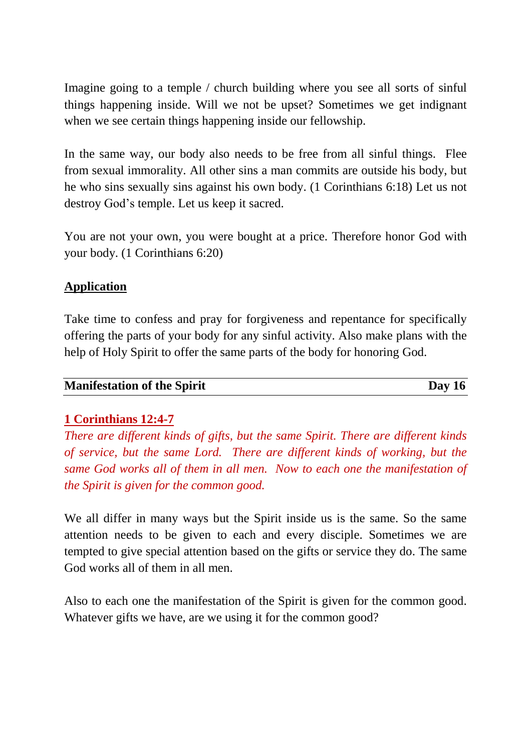Imagine going to a temple / church building where you see all sorts of sinful things happening inside. Will we not be upset? Sometimes we get indignant when we see certain things happening inside our fellowship.

In the same way, our body also needs to be free from all sinful things. Flee from sexual immorality. All other sins a man commits are outside his body, but he who sins sexually sins against his own body. (1 Corinthians 6:18) Let us not destroy God's temple. Let us keep it sacred.

You are not your own, you were bought at a price. Therefore honor God with your body. (1 Corinthians 6:20)

**Application**

Take time to confess and pray for forgiveness and repentance for specifically offering the parts of your body for any sinful activity. Also make plans with the help of Holy Spirit to offer the same parts of the body for honoring God.

## Manifestation of the Spirit — Day 16

**1 Corinthians 12:4-7**

*There are different kinds of gifts, but the same Spirit. There are different kinds of service, but the same Lord. There are different kinds of working, but the same God works all of them in all men. Now to each one the manifestation of the Spirit is given for the common good.*

We all differ in many ways but the Spirit inside us is the same. So the same attention needs to be given to each and every disciple. Sometimes we are tempted to give special attention based on the gifts or service they do. The same God works all of them in all men.

Also to each one the manifestation of the Spirit is given for the common good. Whatever gifts we have, are we using it for the common good?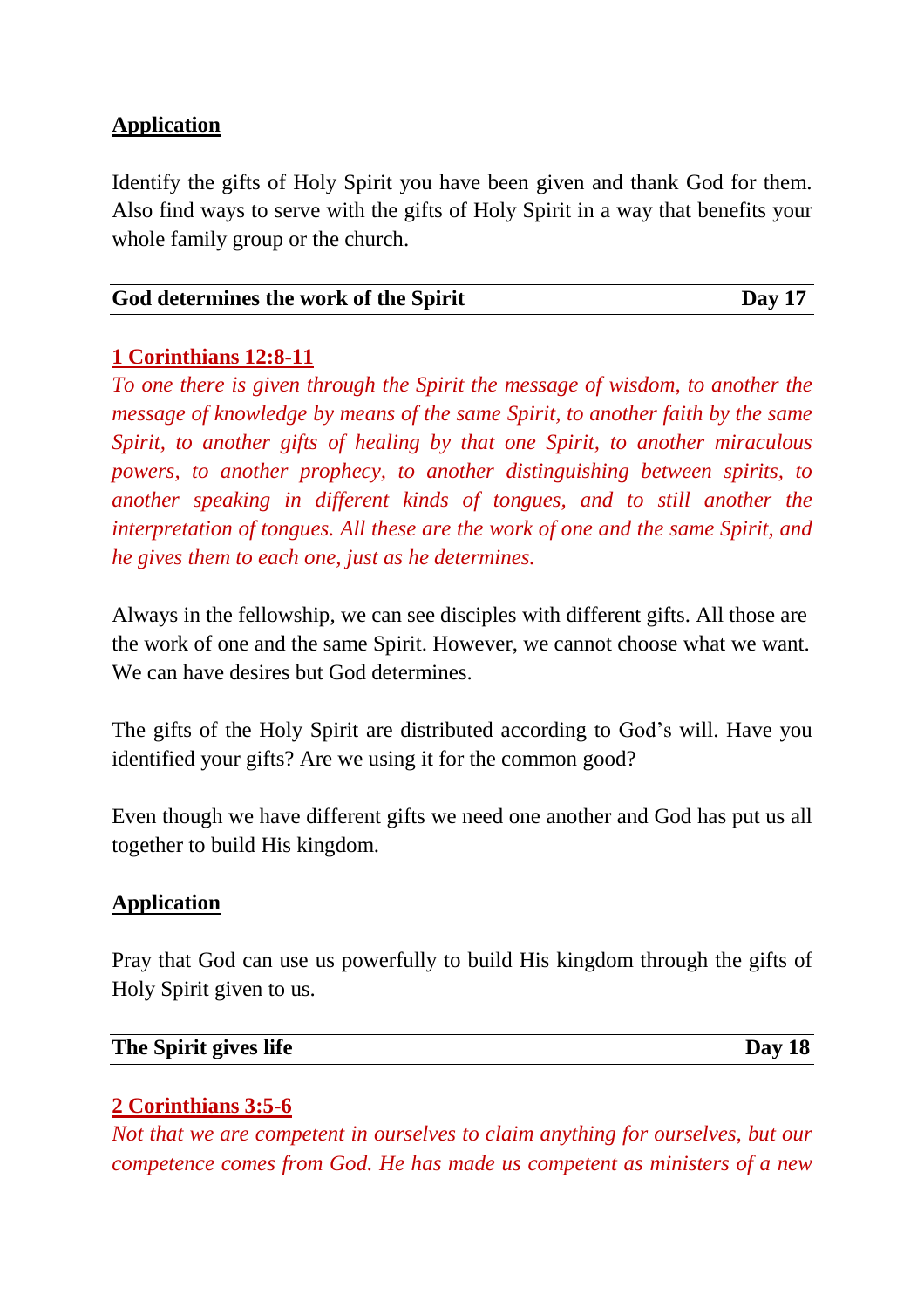**Application**

Identify the gifts of Holy Spirit you have been given and thank God for them. Also find ways to serve with the gifts of Holy Spirit in a way that benefits your whole family group or the church.

| **God determines the work of the Spirit** | **Day 17** |
|---|---|

**1 Corinthians 12:8-11**

*To one there is given through the Spirit the message of wisdom, to another the message of knowledge by means of the same Spirit, to another faith by the same Spirit, to another gifts of healing by that one Spirit, to another miraculous powers, to another prophecy, to another distinguishing between spirits, to another speaking in different kinds of tongues, and to still another the interpretation of tongues. All these are the work of one and the same Spirit, and he gives them to each one, just as he determines.*

Always in the fellowship, we can see disciples with different gifts. All those are the work of one and the same Spirit. However, we cannot choose what we want. We can have desires but God determines.

The gifts of the Holy Spirit are distributed according to God's will. Have you identified your gifts? Are we using it for the common good?

Even though we have different gifts we need one another and God has put us all together to build His kingdom.

**Application**

Pray that God can use us powerfully to build His kingdom through the gifts of Holy Spirit given to us.

| **The Spirit gives life** | **Day 18** |
|---|---|

**2 Corinthians 3:5-6**

*Not that we are competent in ourselves to claim anything for ourselves, but our competence comes from God. He has made us competent as ministers of a new*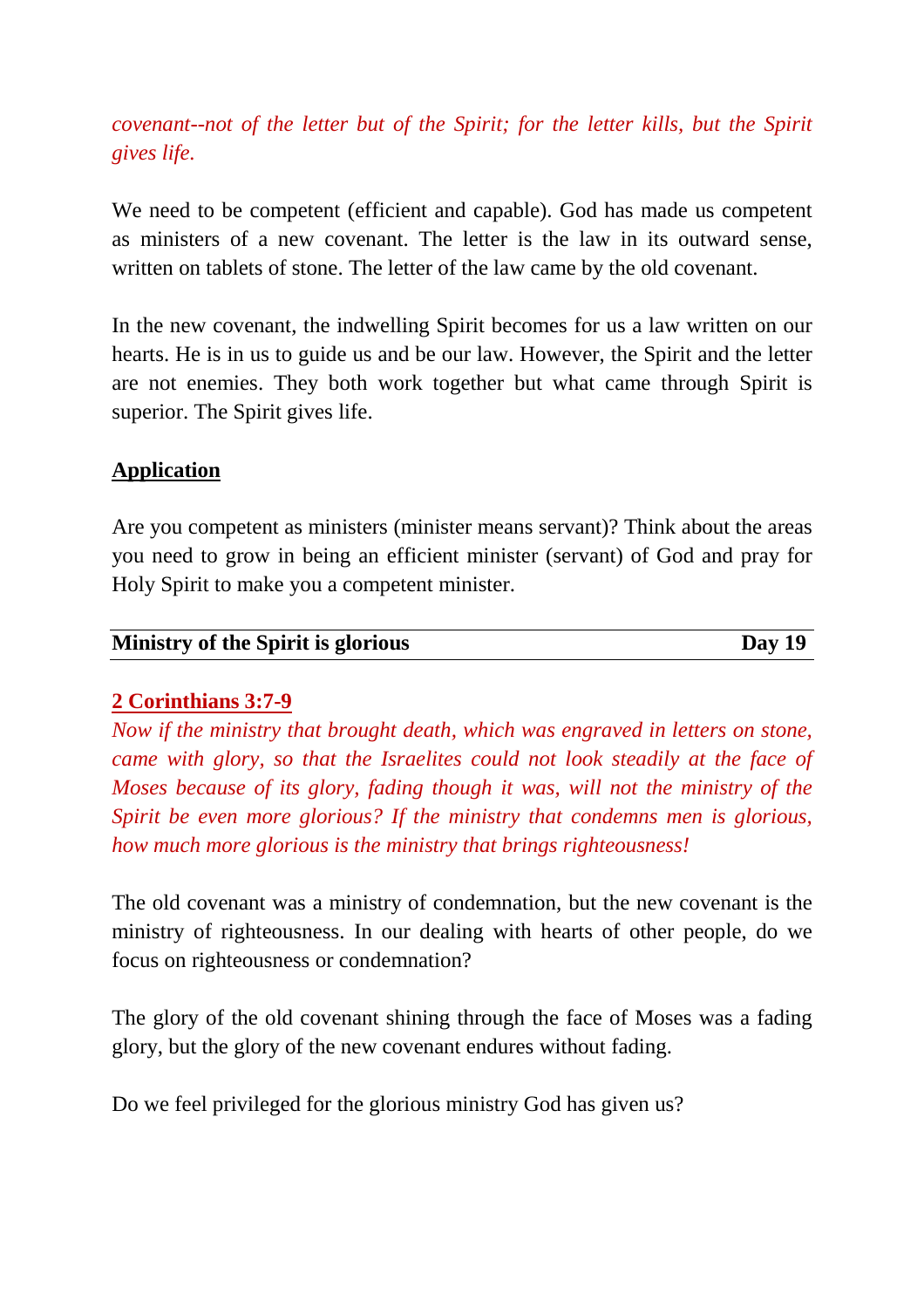*covenant--not of the letter but of the Spirit; for the letter kills, but the Spirit gives life.*

We need to be competent (efficient and capable). God has made us competent as ministers of a new covenant. The letter is the law in its outward sense, written on tablets of stone. The letter of the law came by the old covenant.

In the new covenant, the indwelling Spirit becomes for us a law written on our hearts. He is in us to guide us and be our law. However, the Spirit and the letter are not enemies. They both work together but what came through Spirit is superior. The Spirit gives life.

**Application**

Are you competent as ministers (minister means servant)? Think about the areas you need to grow in being an efficient minister (servant) of God and pray for Holy Spirit to make you a competent minister.

## Ministry of the Spirit is glorious — Day 19

**2 Corinthians 3:7-9**

*Now if the ministry that brought death, which was engraved in letters on stone, came with glory, so that the Israelites could not look steadily at the face of Moses because of its glory, fading though it was, will not the ministry of the Spirit be even more glorious? If the ministry that condemns men is glorious, how much more glorious is the ministry that brings righteousness!*

The old covenant was a ministry of condemnation, but the new covenant is the ministry of righteousness. In our dealing with hearts of other people, do we focus on righteousness or condemnation?

The glory of the old covenant shining through the face of Moses was a fading glory, but the glory of the new covenant endures without fading.

Do we feel privileged for the glorious ministry God has given us?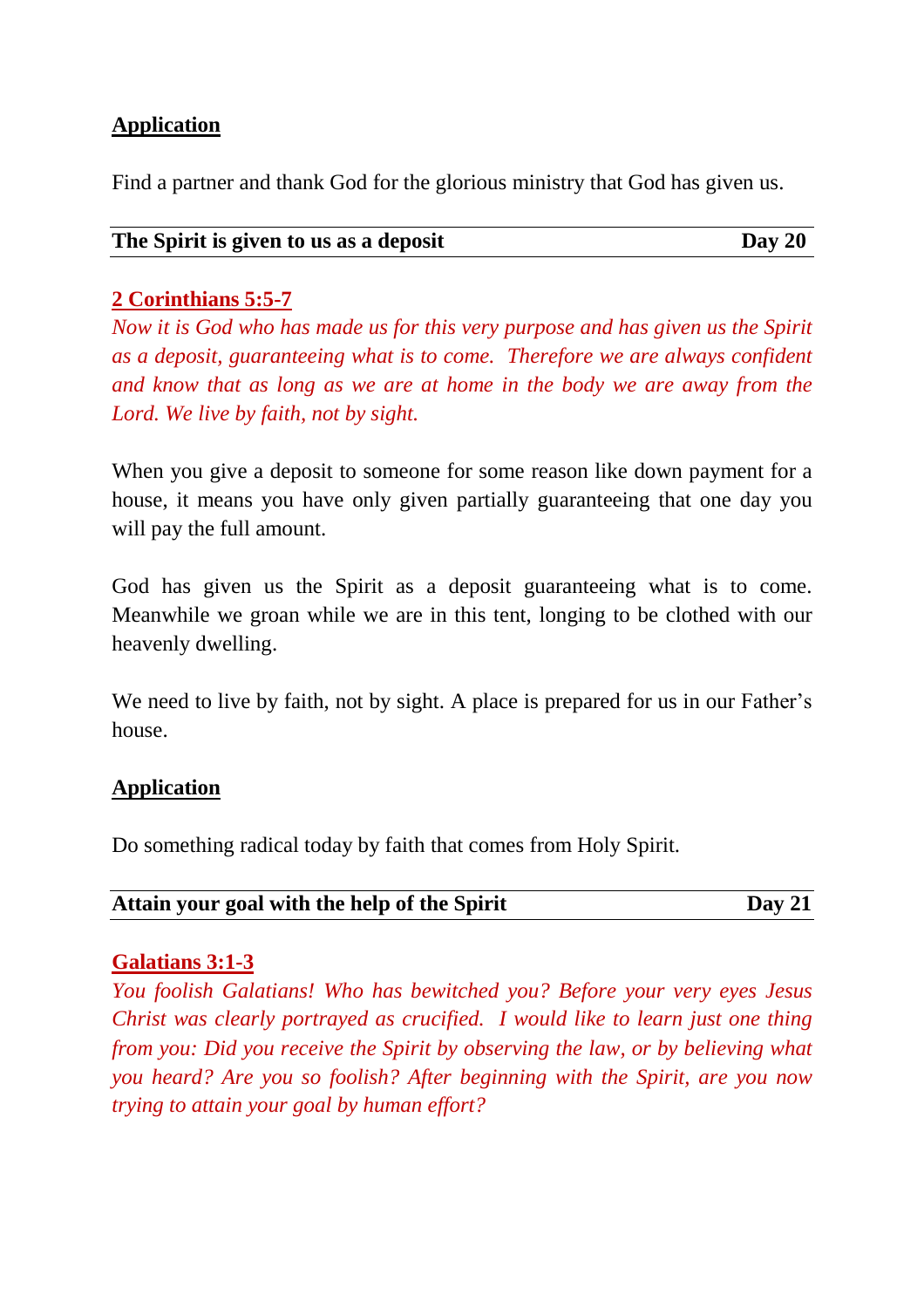**Application**

Find a partner and thank God for the glorious ministry that God has given us.

**The Spirit is given to us as a deposit** **Day 20**

**2 Corinthians 5:5-7**

*Now it is God who has made us for this very purpose and has given us the Spirit as a deposit, guaranteeing what is to come. Therefore we are always confident and know that as long as we are at home in the body we are away from the Lord. We live by faith, not by sight.*

When you give a deposit to someone for some reason like down payment for a house, it means you have only given partially guaranteeing that one day you will pay the full amount.

God has given us the Spirit as a deposit guaranteeing what is to come. Meanwhile we groan while we are in this tent, longing to be clothed with our heavenly dwelling.

We need to live by faith, not by sight. A place is prepared for us in our Father's house.

**Application**

Do something radical today by faith that comes from Holy Spirit.

**Attain your goal with the help of the Spirit** **Day 21**

**Galatians 3:1-3**

*You foolish Galatians! Who has bewitched you? Before your very eyes Jesus Christ was clearly portrayed as crucified. I would like to learn just one thing from you: Did you receive the Spirit by observing the law, or by believing what you heard? Are you so foolish? After beginning with the Spirit, are you now trying to attain your goal by human effort?*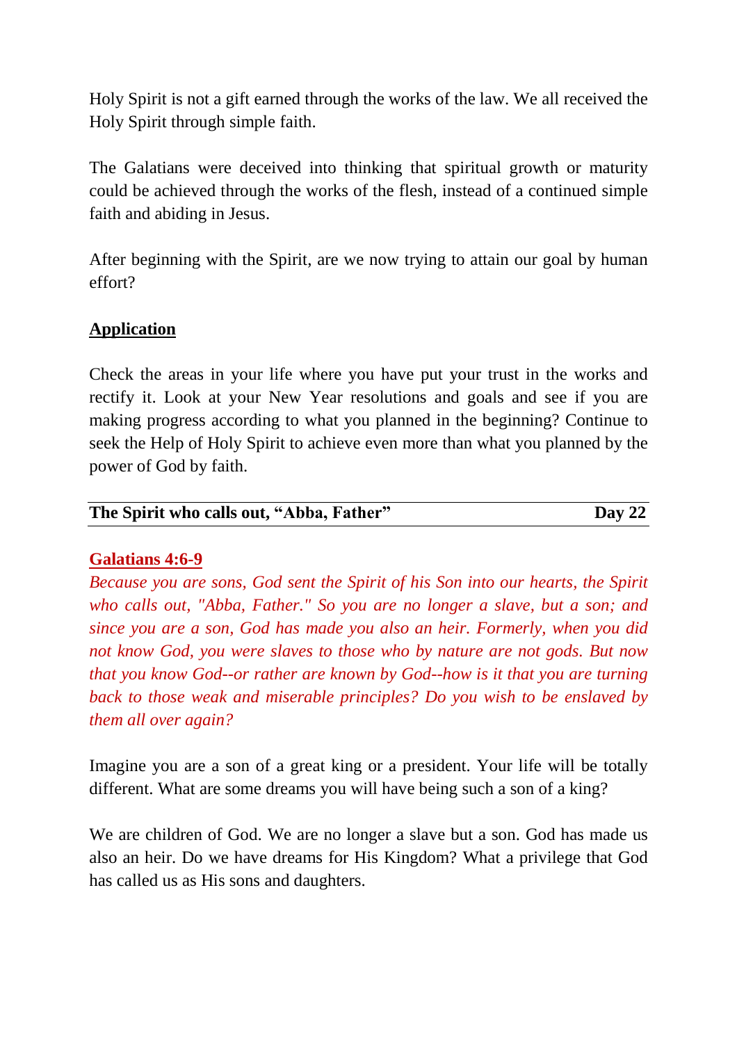Holy Spirit is not a gift earned through the works of the law. We all received the Holy Spirit through simple faith.

The Galatians were deceived into thinking that spiritual growth or maturity could be achieved through the works of the flesh, instead of a continued simple faith and abiding in Jesus.

After beginning with the Spirit, are we now trying to attain our goal by human effort?

**Application**

Check the areas in your life where you have put your trust in the works and rectify it. Look at your New Year resolutions and goals and see if you are making progress according to what you planned in the beginning? Continue to seek the Help of Holy Spirit to achieve even more than what you planned by the power of God by faith.

## The Spirit who calls out, "Abba, Father" — Day 22

**Galatians 4:6-9**

*Because you are sons, God sent the Spirit of his Son into our hearts, the Spirit who calls out, "Abba, Father." So you are no longer a slave, but a son; and since you are a son, God has made you also an heir. Formerly, when you did not know God, you were slaves to those who by nature are not gods. But now that you know God--or rather are known by God--how is it that you are turning back to those weak and miserable principles? Do you wish to be enslaved by them all over again?*

Imagine you are a son of a great king or a president. Your life will be totally different. What are some dreams you will have being such a son of a king?

We are children of God. We are no longer a slave but a son. God has made us also an heir. Do we have dreams for His Kingdom? What a privilege that God has called us as His sons and daughters.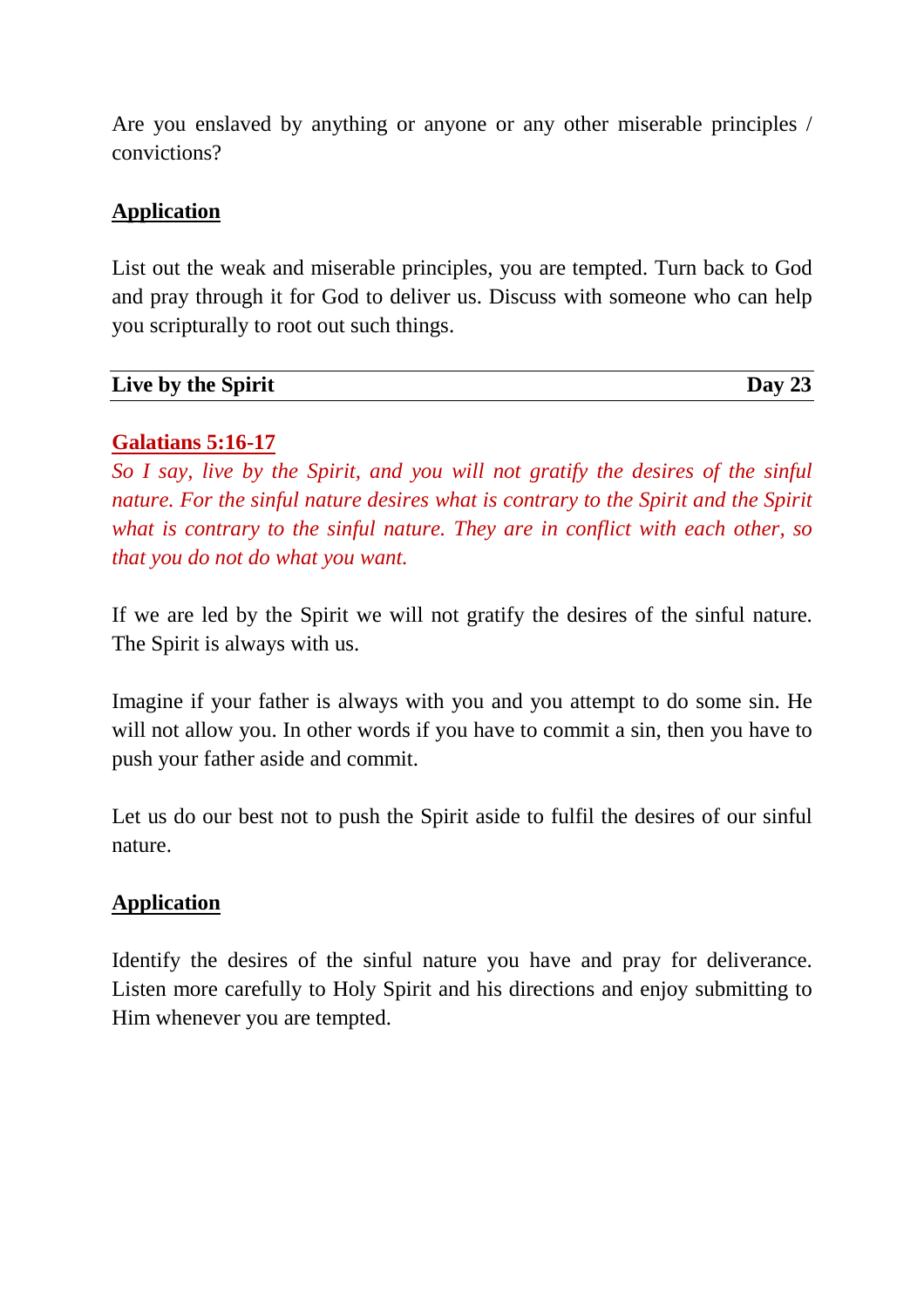Are you enslaved by anything or anyone or any other miserable principles / convictions?

**Application**

List out the weak and miserable principles, you are tempted. Turn back to God and pray through it for God to deliver us. Discuss with someone who can help you scripturally to root out such things.

## Live by the Spirit — Day 23

**Galatians 5:16-17**

*So I say, live by the Spirit, and you will not gratify the desires of the sinful nature. For the sinful nature desires what is contrary to the Spirit and the Spirit what is contrary to the sinful nature. They are in conflict with each other, so that you do not do what you want.*

If we are led by the Spirit we will not gratify the desires of the sinful nature. The Spirit is always with us.

Imagine if your father is always with you and you attempt to do some sin. He will not allow you. In other words if you have to commit a sin, then you have to push your father aside and commit.

Let us do our best not to push the Spirit aside to fulfil the desires of our sinful nature.

**Application**

Identify the desires of the sinful nature you have and pray for deliverance. Listen more carefully to Holy Spirit and his directions and enjoy submitting to Him whenever you are tempted.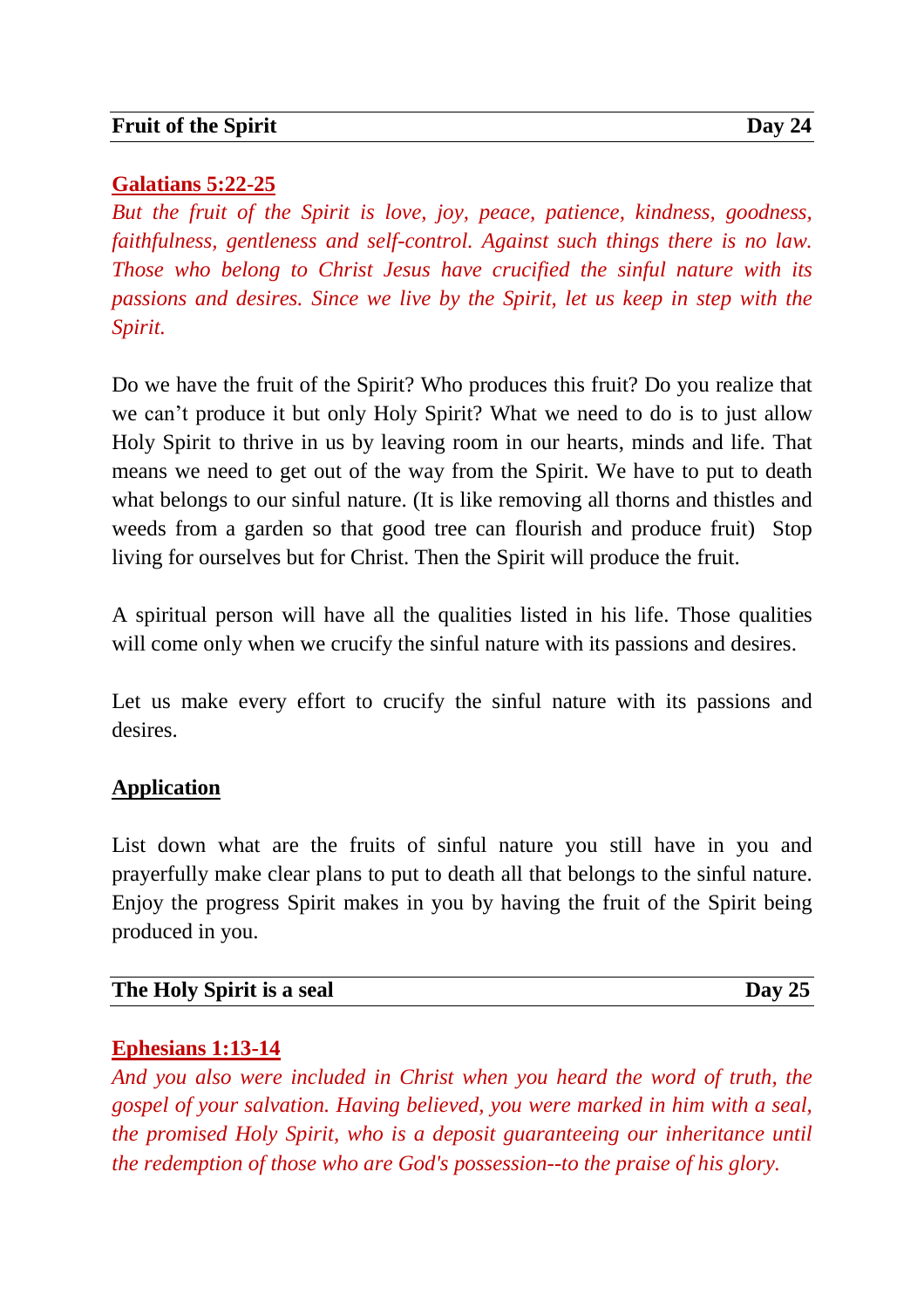## Fruit of the Spirit — Day 24

**Galatians 5:22-25**

*But the fruit of the Spirit is love, joy, peace, patience, kindness, goodness, faithfulness, gentleness and self-control. Against such things there is no law. Those who belong to Christ Jesus have crucified the sinful nature with its passions and desires. Since we live by the Spirit, let us keep in step with the Spirit.*

Do we have the fruit of the Spirit? Who produces this fruit? Do you realize that we can't produce it but only Holy Spirit? What we need to do is to just allow Holy Spirit to thrive in us by leaving room in our hearts, minds and life. That means we need to get out of the way from the Spirit. We have to put to death what belongs to our sinful nature. (It is like removing all thorns and thistles and weeds from a garden so that good tree can flourish and produce fruit) Stop living for ourselves but for Christ. Then the Spirit will produce the fruit.

A spiritual person will have all the qualities listed in his life. Those qualities will come only when we crucify the sinful nature with its passions and desires.

Let us make every effort to crucify the sinful nature with its passions and desires.

**Application**

List down what are the fruits of sinful nature you still have in you and prayerfully make clear plans to put to death all that belongs to the sinful nature. Enjoy the progress Spirit makes in you by having the fruit of the Spirit being produced in you.

## The Holy Spirit is a seal — Day 25

**Ephesians 1:13-14**

*And you also were included in Christ when you heard the word of truth, the gospel of your salvation. Having believed, you were marked in him with a seal, the promised Holy Spirit, who is a deposit guaranteeing our inheritance until the redemption of those who are God's possession--to the praise of his glory.*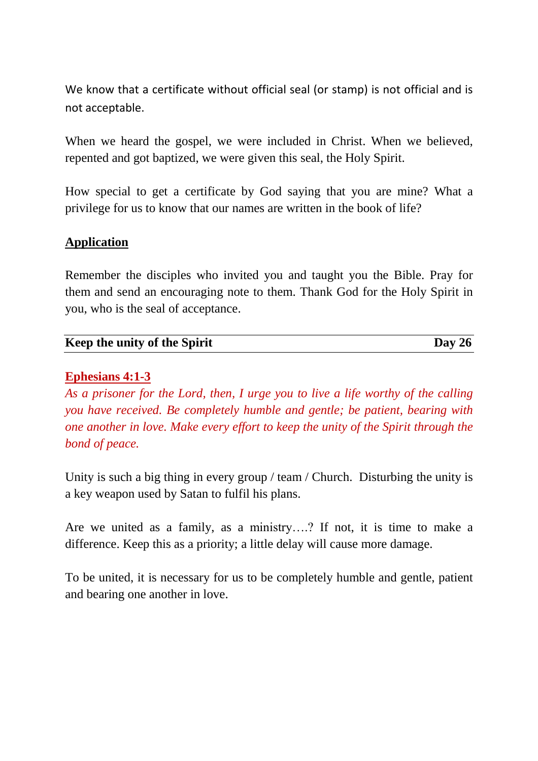We know that a certificate without official seal (or stamp) is not official and is not acceptable.

When we heard the gospel, we were included in Christ. When we believed, repented and got baptized, we were given this seal, the Holy Spirit.

How special to get a certificate by God saying that you are mine? What a privilege for us to know that our names are written in the book of life?

**Application**

Remember the disciples who invited you and taught you the Bible. Pray for them and send an encouraging note to them. Thank God for the Holy Spirit in you, who is the seal of acceptance.

## Keep the unity of the Spirit — Day 26

**Ephesians 4:1-3**

*As a prisoner for the Lord, then, I urge you to live a life worthy of the calling you have received. Be completely humble and gentle; be patient, bearing with one another in love. Make every effort to keep the unity of the Spirit through the bond of peace.*

Unity is such a big thing in every group / team / Church. Disturbing the unity is a key weapon used by Satan to fulfil his plans.

Are we united as a family, as a ministry….? If not, it is time to make a difference. Keep this as a priority; a little delay will cause more damage.

To be united, it is necessary for us to be completely humble and gentle, patient and bearing one another in love.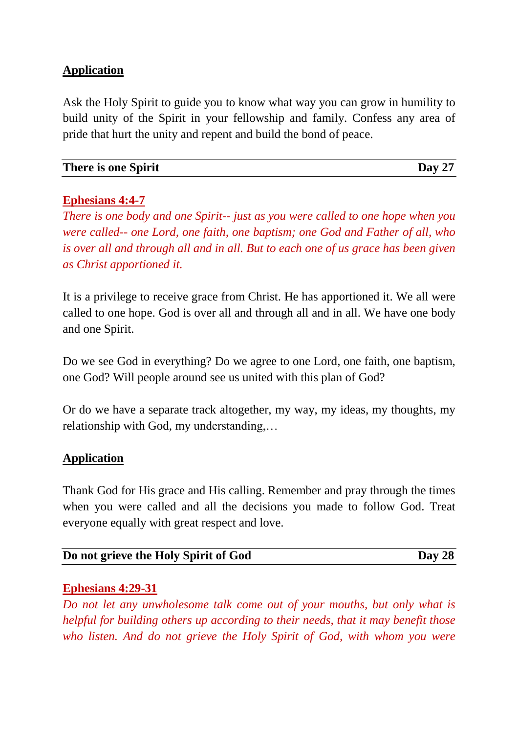## Application

Ask the Holy Spirit to guide you to know what way you can grow in humility to build unity of the Spirit in your fellowship and family. Confess any area of pride that hurt the unity and repent and build the bond of peace.

---

**There is one Spirit** **Day 27**

---

**Ephesians 4:4-7**

*There is one body and one Spirit-- just as you were called to one hope when you were called-- one Lord, one faith, one baptism; one God and Father of all, who is over all and through all and in all. But to each one of us grace has been given as Christ apportioned it.*

It is a privilege to receive grace from Christ. He has apportioned it. We all were called to one hope. God is over all and through all and in all. We have one body and one Spirit.

Do we see God in everything? Do we agree to one Lord, one faith, one baptism, one God? Will people around see us united with this plan of God?

Or do we have a separate track altogether, my way, my ideas, my thoughts, my relationship with God, my understanding,…

## Application

Thank God for His grace and His calling. Remember and pray through the times when you were called and all the decisions you made to follow God. Treat everyone equally with great respect and love.

---

**Do not grieve the Holy Spirit of God** **Day 28**

---

**Ephesians 4:29-31**

*Do not let any unwholesome talk come out of your mouths, but only what is helpful for building others up according to their needs, that it may benefit those who listen. And do not grieve the Holy Spirit of God, with whom you were*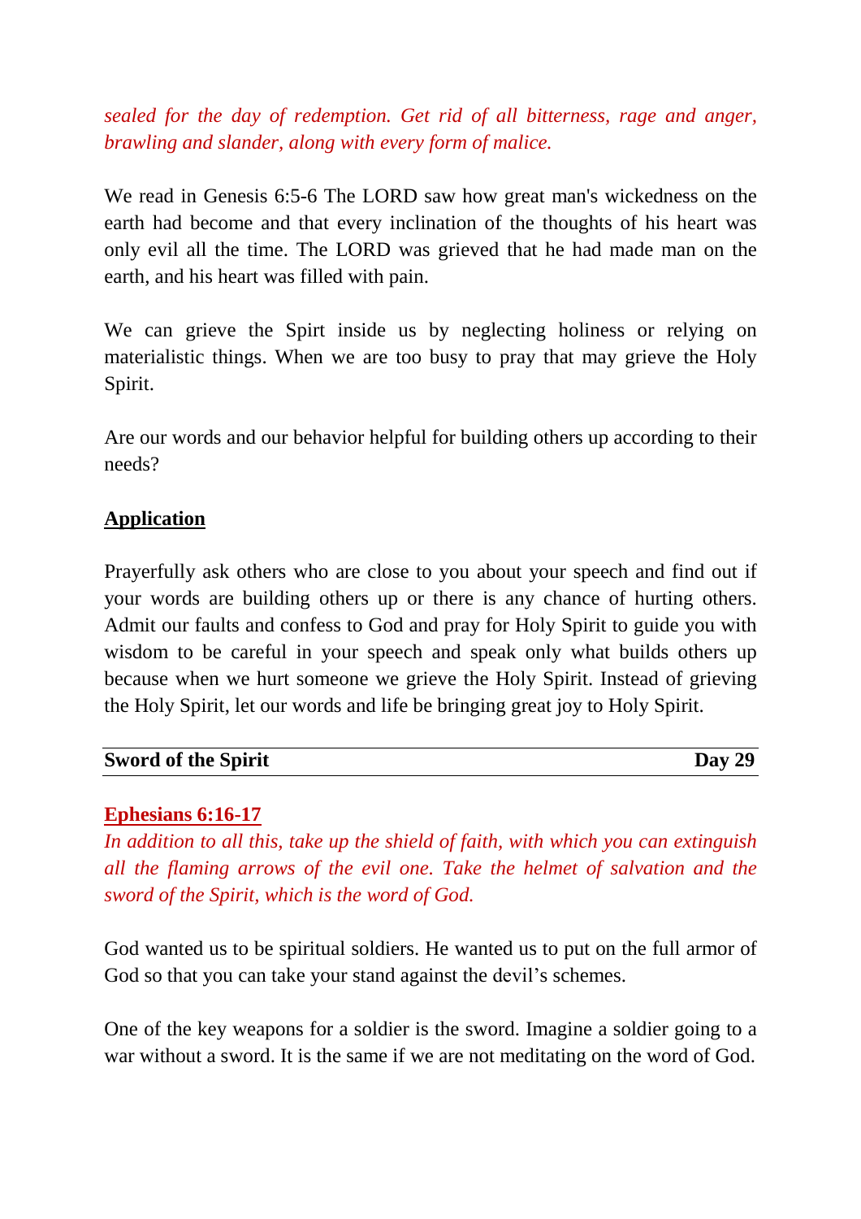*sealed for the day of redemption. Get rid of all bitterness, rage and anger, brawling and slander, along with every form of malice.*

We read in Genesis 6:5-6 The LORD saw how great man's wickedness on the earth had become and that every inclination of the thoughts of his heart was only evil all the time. The LORD was grieved that he had made man on the earth, and his heart was filled with pain.

We can grieve the Spirt inside us by neglecting holiness or relying on materialistic things. When we are too busy to pray that may grieve the Holy Spirit.

Are our words and our behavior helpful for building others up according to their needs?

**Application**

Prayerfully ask others who are close to you about your speech and find out if your words are building others up or there is any chance of hurting others. Admit our faults and confess to God and pray for Holy Spirit to guide you with wisdom to be careful in your speech and speak only what builds others up because when we hurt someone we grieve the Holy Spirit. Instead of grieving the Holy Spirit, let our words and life be bringing great joy to Holy Spirit.

## Sword of the Spirit — Day 29

**Ephesians 6:16-17**

*In addition to all this, take up the shield of faith, with which you can extinguish all the flaming arrows of the evil one. Take the helmet of salvation and the sword of the Spirit, which is the word of God.*

God wanted us to be spiritual soldiers. He wanted us to put on the full armor of God so that you can take your stand against the devil's schemes.

One of the key weapons for a soldier is the sword. Imagine a soldier going to a war without a sword. It is the same if we are not meditating on the word of God.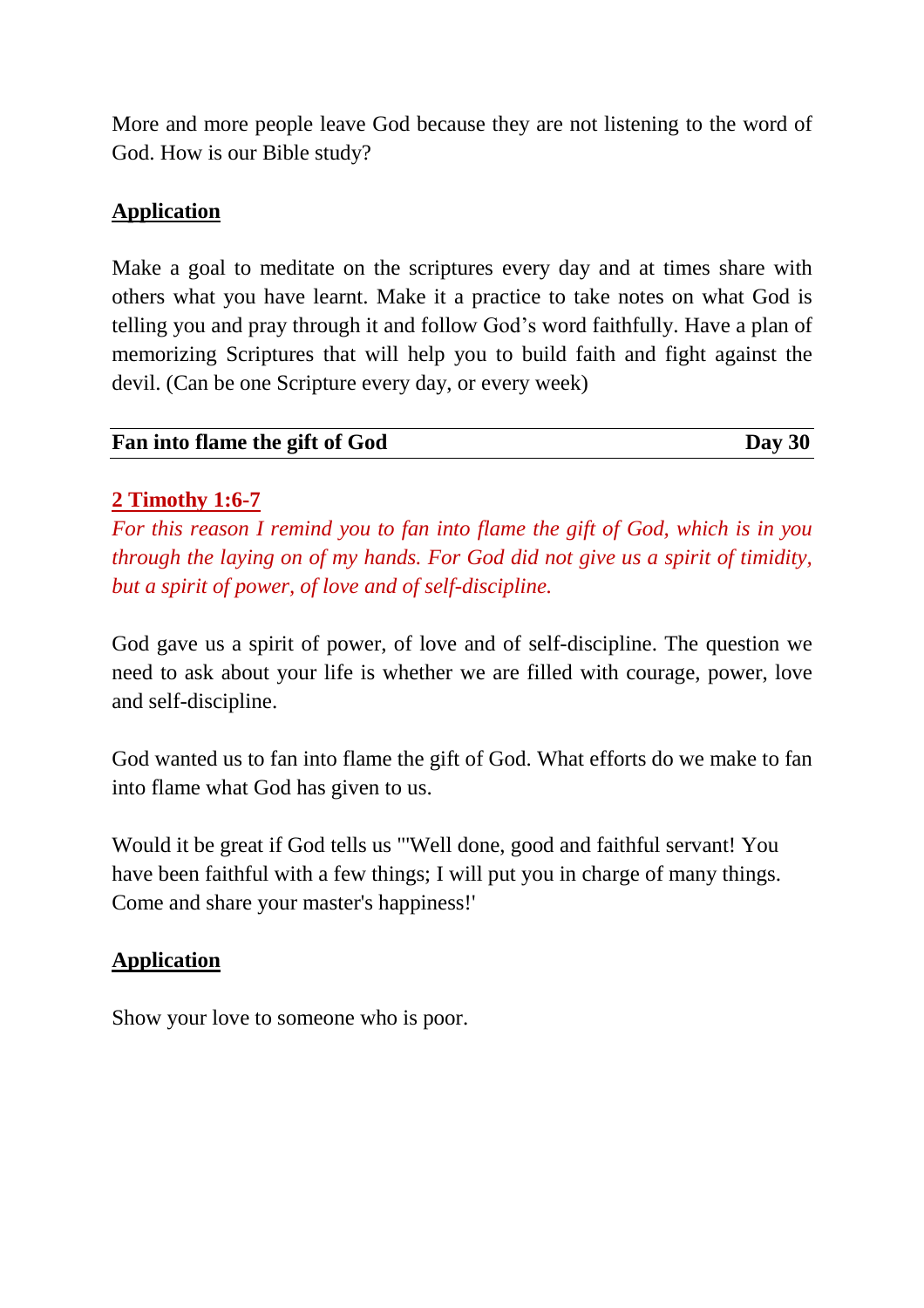More and more people leave God because they are not listening to the word of God. How is our Bible study?

**Application**

Make a goal to meditate on the scriptures every day and at times share with others what you have learnt. Make it a practice to take notes on what God is telling you and pray through it and follow God's word faithfully. Have a plan of memorizing Scriptures that will help you to build faith and fight against the devil. (Can be one Scripture every day, or every week)

## Fan into flame the gift of God — Day 30

**2 Timothy 1:6-7**

*For this reason I remind you to fan into flame the gift of God, which is in you through the laying on of my hands. For God did not give us a spirit of timidity, but a spirit of power, of love and of self-discipline.*

God gave us a spirit of power, of love and of self-discipline. The question we need to ask about your life is whether we are filled with courage, power, love and self-discipline.

God wanted us to fan into flame the gift of God. What efforts do we make to fan into flame what God has given to us.

Would it be great if God tells us "'Well done, good and faithful servant! You have been faithful with a few things; I will put you in charge of many things. Come and share your master's happiness!'

**Application**

Show your love to someone who is poor.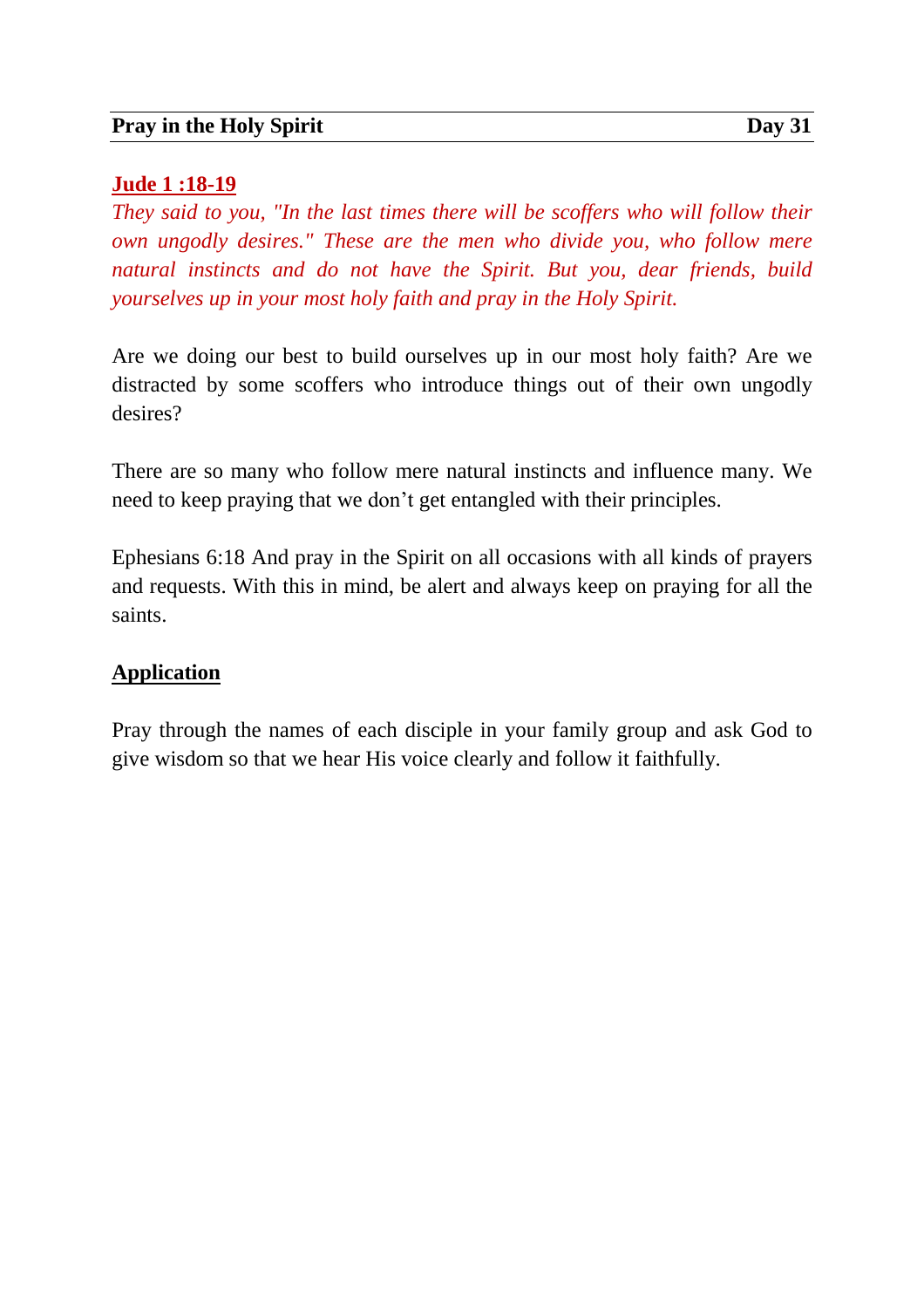## Pray in the Holy Spirit — Day 31

**Jude 1 :18-19**

*They said to you, "In the last times there will be scoffers who will follow their own ungodly desires." These are the men who divide you, who follow mere natural instincts and do not have the Spirit. But you, dear friends, build yourselves up in your most holy faith and pray in the Holy Spirit.*

Are we doing our best to build ourselves up in our most holy faith? Are we distracted by some scoffers who introduce things out of their own ungodly desires?

There are so many who follow mere natural instincts and influence many. We need to keep praying that we don't get entangled with their principles.

Ephesians 6:18 And pray in the Spirit on all occasions with all kinds of prayers and requests. With this in mind, be alert and always keep on praying for all the saints.

**Application**

Pray through the names of each disciple in your family group and ask God to give wisdom so that we hear His voice clearly and follow it faithfully.